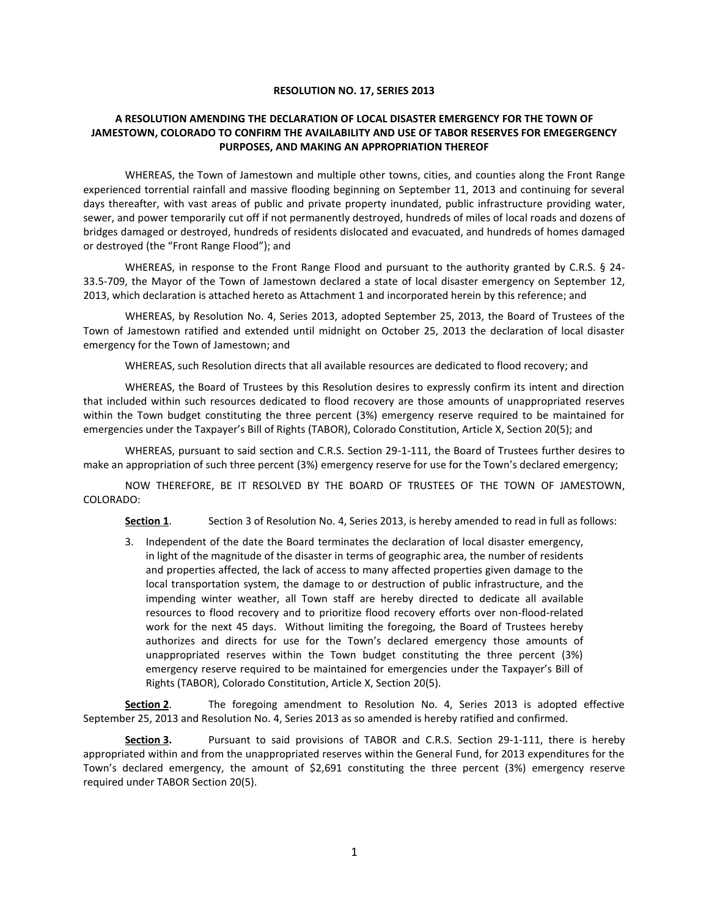**RESOLUTION NO. 17, SERIES 2013**

**A RESOLUTION AMENDING THE DECLARATION OF LOCAL DISASTER EMERGENCY FOR THE TOWN OF JAMESTOWN, COLORADO TO CONFIRM THE AVAILABILITY AND USE OF TABOR RESERVES FOR EMEGERGENCY PURPOSES, AND MAKING AN APPROPRIATION THEREOF**

WHEREAS, the Town of Jamestown and multiple other towns, cities, and counties along the Front Range experienced torrential rainfall and massive flooding beginning on September 11, 2013 and continuing for several days thereafter, with vast areas of public and private property inundated, public infrastructure providing water, sewer, and power temporarily cut off if not permanently destroyed, hundreds of miles of local roads and dozens of bridges damaged or destroyed, hundreds of residents dislocated and evacuated, and hundreds of homes damaged or destroyed (the "Front Range Flood"); and

WHEREAS, in response to the Front Range Flood and pursuant to the authority granted by C.R.S. § 24-33.5-709, the Mayor of the Town of Jamestown declared a state of local disaster emergency on September 12, 2013, which declaration is attached hereto as Attachment 1 and incorporated herein by this reference; and

WHEREAS, by Resolution No. 4, Series 2013, adopted September 25, 2013, the Board of Trustees of the Town of Jamestown ratified and extended until midnight on October 25, 2013 the declaration of local disaster emergency for the Town of Jamestown; and

WHEREAS, such Resolution directs that all available resources are dedicated to flood recovery; and

WHEREAS, the Board of Trustees by this Resolution desires to expressly confirm its intent and direction that included within such resources dedicated to flood recovery are those amounts of unappropriated reserves within the Town budget constituting the three percent (3%) emergency reserve required to be maintained for emergencies under the Taxpayer's Bill of Rights (TABOR), Colorado Constitution, Article X, Section 20(5); and

WHEREAS, pursuant to said section and C.R.S. Section 29-1-111, the Board of Trustees further desires to make an appropriation of such three percent (3%) emergency reserve for use for the Town's declared emergency;

NOW THEREFORE, BE IT RESOLVED BY THE BOARD OF TRUSTEES OF THE TOWN OF JAMESTOWN, COLORADO:

**Section 1**. Section 3 of Resolution No. 4, Series 2013, is hereby amended to read in full as follows:

3. Independent of the date the Board terminates the declaration of local disaster emergency, in light of the magnitude of the disaster in terms of geographic area, the number of residents and properties affected, the lack of access to many affected properties given damage to the local transportation system, the damage to or destruction of public infrastructure, and the impending winter weather, all Town staff are hereby directed to dedicate all available resources to flood recovery and to prioritize flood recovery efforts over non-flood-related work for the next 45 days. Without limiting the foregoing, the Board of Trustees hereby authorizes and directs for use for the Town's declared emergency those amounts of unappropriated reserves within the Town budget constituting the three percent (3%) emergency reserve required to be maintained for emergencies under the Taxpayer's Bill of Rights (TABOR), Colorado Constitution, Article X, Section 20(5).

**Section 2**. The foregoing amendment to Resolution No. 4, Series 2013 is adopted effective September 25, 2013 and Resolution No. 4, Series 2013 as so amended is hereby ratified and confirmed.

**Section 3.** Pursuant to said provisions of TABOR and C.R.S. Section 29-1-111, there is hereby appropriated within and from the unappropriated reserves within the General Fund, for 2013 expenditures for the Town's declared emergency, the amount of $2,691 constituting the three percent (3%) emergency reserve required under TABOR Section 20(5).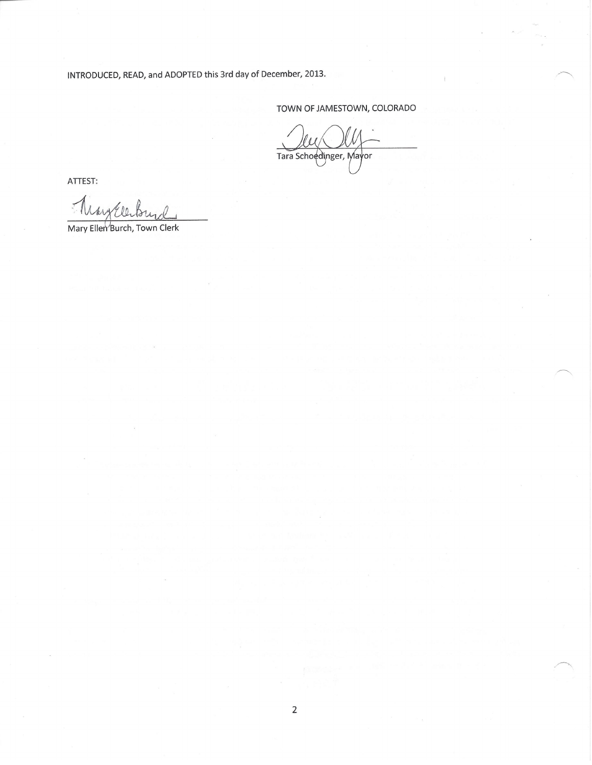INTRODUCED, READ, and ADOPTED this 3rd day of December, 2013.

TOWN OF JAMESTOWN, COLORADO

Tara Schoedinger, Mayor

ATTEST:

Mary Ellen Burch, Town Clerk